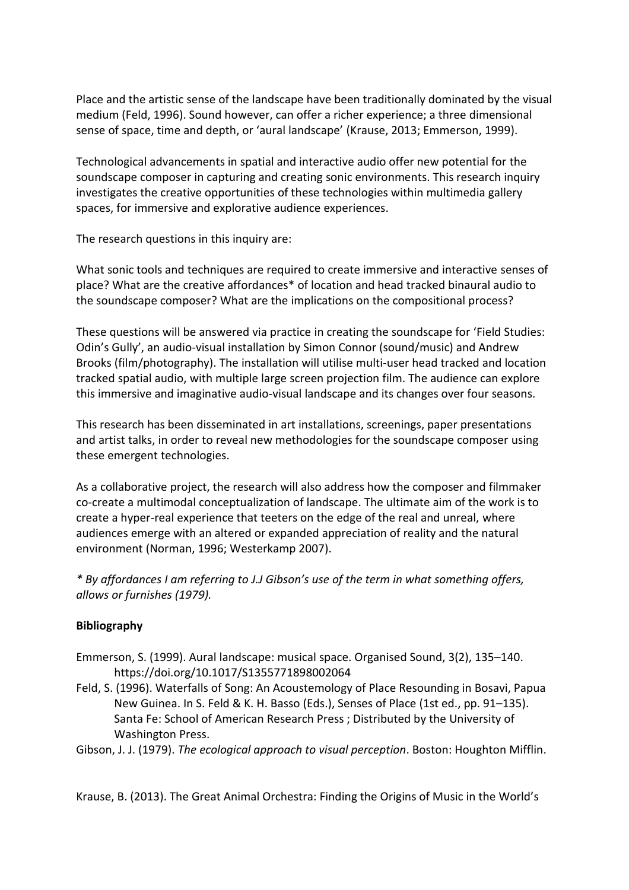Place and the artistic sense of the landscape have been traditionally dominated by the visual medium (Feld, 1996). Sound however, can offer a richer experience; a three dimensional sense of space, time and depth, or 'aural landscape' (Krause, 2013; Emmerson, 1999).

Technological advancements in spatial and interactive audio offer new potential for the soundscape composer in capturing and creating sonic environments. This research inquiry investigates the creative opportunities of these technologies within multimedia gallery spaces, for immersive and explorative audience experiences.

The research questions in this inquiry are:

What sonic tools and techniques are required to create immersive and interactive senses of place? What are the creative affordances* of location and head tracked binaural audio to the soundscape composer? What are the implications on the compositional process?

These questions will be answered via practice in creating the soundscape for 'Field Studies: Odin's Gully', an audio-visual installation by Simon Connor (sound/music) and Andrew Brooks (film/photography). The installation will utilise multi-user head tracked and location tracked spatial audio, with multiple large screen projection film. The audience can explore this immersive and imaginative audio-visual landscape and its changes over four seasons.

This research has been disseminated in art installations, screenings, paper presentations and artist talks, in order to reveal new methodologies for the soundscape composer using these emergent technologies.

As a collaborative project, the research will also address how the composer and filmmaker co-create a multimodal conceptualization of landscape. The ultimate aim of the work is to create a hyper-real experience that teeters on the edge of the real and unreal, where audiences emerge with an altered or expanded appreciation of reality and the natural environment (Norman, 1996; Westerkamp 2007).

*\* By affordances I am referring to J.J Gibson's use of the term in what something offers, allows or furnishes (1979).*

**Bibliography**

Emmerson, S. (1999). Aural landscape: musical space. Organised Sound, 3(2), 135–140. https://doi.org/10.1017/S1355771898002064

Feld, S. (1996). Waterfalls of Song: An Acoustemology of Place Resounding in Bosavi, Papua New Guinea. In S. Feld & K. H. Basso (Eds.), Senses of Place (1st ed., pp. 91–135). Santa Fe: School of American Research Press ; Distributed by the University of Washington Press.

Gibson, J. J. (1979). *The ecological approach to visual perception*. Boston: Houghton Mifflin.

Krause, B. (2013). The Great Animal Orchestra: Finding the Origins of Music in the World's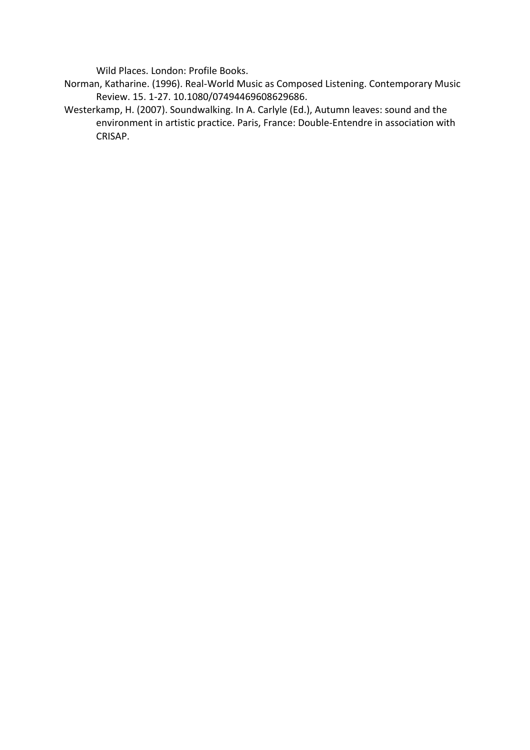Wild Places. London: Profile Books.

Norman, Katharine. (1996). Real-World Music as Composed Listening. Contemporary Music Review. 15. 1-27. 10.1080/07494469608629686.

Westerkamp, H. (2007). Soundwalking. In A. Carlyle (Ed.), Autumn leaves: sound and the environment in artistic practice. Paris, France: Double-Entendre in association with CRISAP.